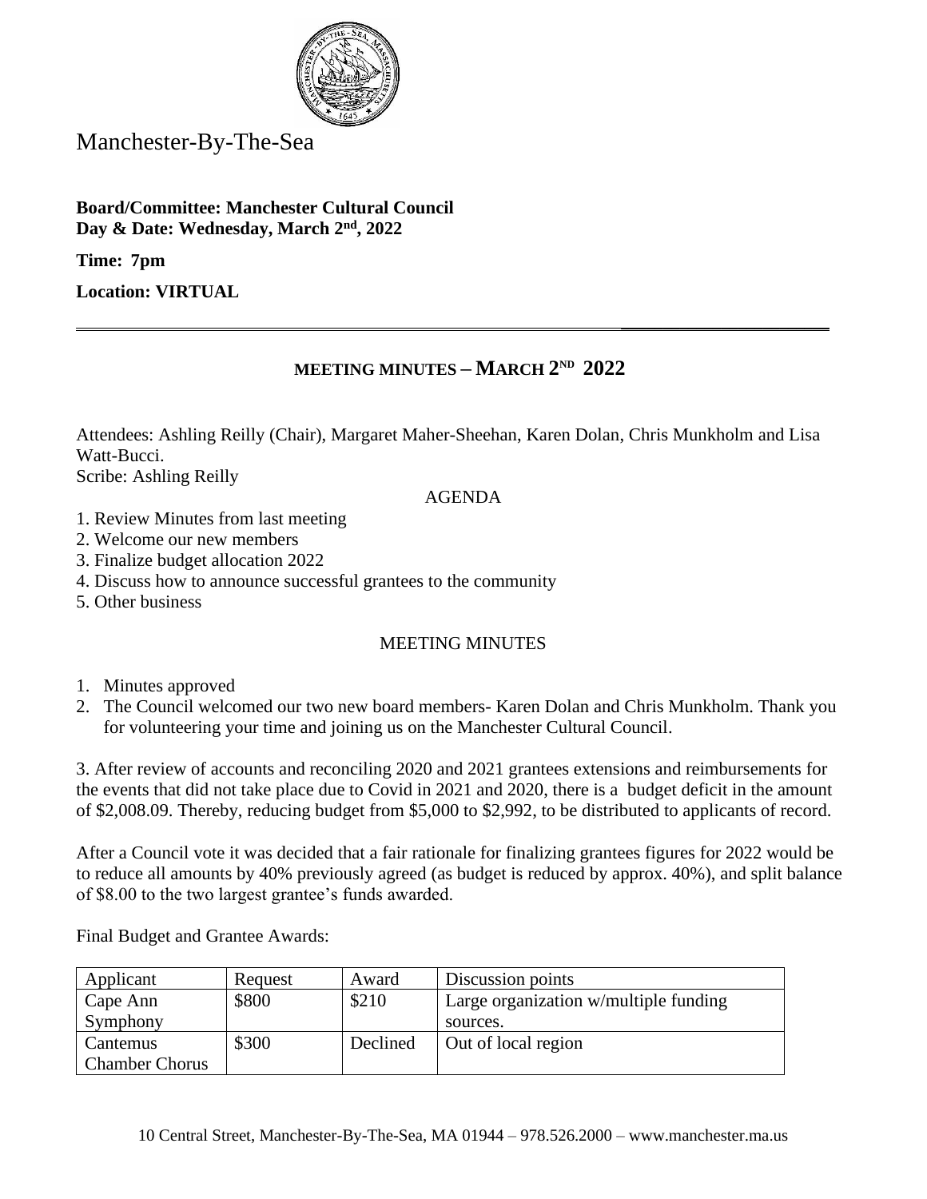Manchester-By-The-Sea

**Board/Committee: Manchester Cultural Council**
**Day & Date: Wednesday, March 2nd, 2022**

**Time: 7pm**

**Location: VIRTUAL**

---

## MEETING MINUTES – MARCH 2ND 2022

Attendees: Ashling Reilly (Chair), Margaret Maher-Sheehan, Karen Dolan, Chris Munkholm and Lisa Watt-Bucci.
Scribe: Ashling Reilly

AGENDA

1. Review Minutes from last meeting
2. Welcome our new members
3. Finalize budget allocation 2022
4. Discuss how to announce successful grantees to the community
5. Other business

MEETING MINUTES

1. Minutes approved
2. The Council welcomed our two new board members- Karen Dolan and Chris Munkholm. Thank you for volunteering your time and joining us on the Manchester Cultural Council.

3. After review of accounts and reconciling 2020 and 2021 grantees extensions and reimbursements for the events that did not take place due to Covid in 2021 and 2020, there is a budget deficit in the amount of $2,008.09. Thereby, reducing budget from $5,000 to $2,992, to be distributed to applicants of record.

After a Council vote it was decided that a fair rationale for finalizing grantees figures for 2022 would be to reduce all amounts by 40% previously agreed (as budget is reduced by approx. 40%), and split balance of $8.00 to the two largest grantee's funds awarded.

Final Budget and Grantee Awards:

| Applicant | Request | Award | Discussion points |
|---|---|---|---|
| Cape Ann Symphony | $800 | $210 | Large organization w/multiple funding sources. |
| Cantemus Chamber Chorus | $300 | Declined | Out of local region |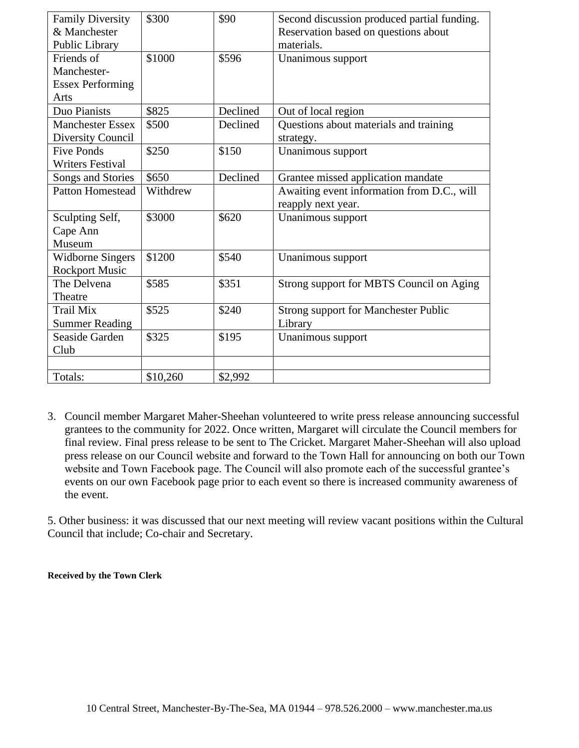| | | | |
|---|---|---|---|
| Family Diversity & Manchester Public Library | $300 | $90 | Second discussion produced partial funding. Reservation based on questions about materials. |
| Friends of Manchester-Essex Performing Arts | $1000 | $596 | Unanimous support |
| Duo Pianists | $825 | Declined | Out of local region |
| Manchester Essex Diversity Council | $500 | Declined | Questions about materials and training strategy. |
| Five Ponds Writers Festival | $250 | $150 | Unanimous support |
| Songs and Stories | $650 | Declined | Grantee missed application mandate |
| Patton Homestead | Withdrew | | Awaiting event information from D.C., will reapply next year. |
| Sculpting Self, Cape Ann Museum | $3000 | $620 | Unanimous support |
| Widborne Singers Rockport Music | $1200 | $540 | Unanimous support |
| The Delvena Theatre | $585 | $351 | Strong support for MBTS Council on Aging |
| Trail Mix Summer Reading | $525 | $240 | Strong support for Manchester Public Library |
| Seaside Garden Club | $325 | $195 | Unanimous support |
| | | | |
| Totals: | $10,260 | $2,992 | |

3. Council member Margaret Maher-Sheehan volunteered to write press release announcing successful grantees to the community for 2022. Once written, Margaret will circulate the Council members for final review. Final press release to be sent to The Cricket. Margaret Maher-Sheehan will also upload press release on our Council website and forward to the Town Hall for announcing on both our Town website and Town Facebook page. The Council will also promote each of the successful grantee's events on our own Facebook page prior to each event so there is increased community awareness of the event.

5. Other business: it was discussed that our next meeting will review vacant positions within the Cultural Council that include; Co-chair and Secretary.

**Received by the Town Clerk**